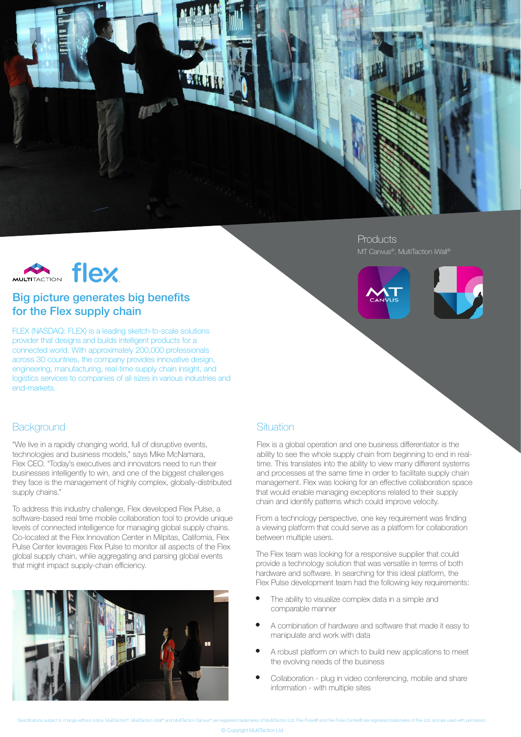MULTITACTION flex

## Big picture generates big benefits for the Flex supply chain

FLEX (NASDAQ: FLEX) is a leading sketch-to-scale solutions provider that designs and builds intelligent products for a connected world. With approximately 200,000 professionals across 30 countries, the company provides innovative design, engineering, manufacturing, real-time supply chain insight, and logistics services to companies of all sizes in various industries and end-markets.

### Products

MT Canvus®, MultiTaction iWall®

### Background

"We live in a rapidly changing world, full of disruptive events, technologies and business models," says Mike McNamara, Flex CEO. "Today's executives and innovators need to run their businesses intelligently to win, and one of the biggest challenges they face is the management of highly complex, globally-distributed supply chains."

To address this industry challenge, Flex developed Flex Pulse, a software-based real time mobile collaboration tool to provide unique levels of connected intelligence for managing global supply chains. Co-located at the Flex Innovation Center in Milpitas, California, Flex Pulse Center leverages Flex Pulse to monitor all aspects of the Flex global supply chain, while aggregating and parsing global events that might impact supply-chain efficiency.

### Situation

Flex is a global operation and one business differentiator is the ability to see the whole supply chain from beginning to end in real-time. This translates into the ability to view many different systems and processes at the same time in order to facilitate supply chain management. Flex was looking for an effective collaboration space that would enable managing exceptions related to their supply chain and identify patterns which could improve velocity.

From a technology perspective, one key requirement was finding a viewing platform that could serve as a platform for collaboration between multiple users.

The Flex team was looking for a responsive supplier that could provide a technology solution that was versatile in terms of both hardware and software. In searching for this ideal platform, the Flex Pulse development team had the following key requirements:

- The ability to visualize complex data in a simple and comparable manner
- A combination of hardware and software that made it easy to manipulate and work with data
- A robust platform on which to build new applications to meet the evolving needs of the business
- Collaboration - plug in video conferencing, mobile and share information - with multiple sites

Specifications subject to change without notice. MultiTaction®, MultiTaction iWall® and MultiTaction Canvus® are registered trademarks of MultiTaction Ltd. Flex Pulse® and Flex Pulse Center® are registered trademarks of Flex Ltd. and are used with permission.

© Copyright MultiTaction Ltd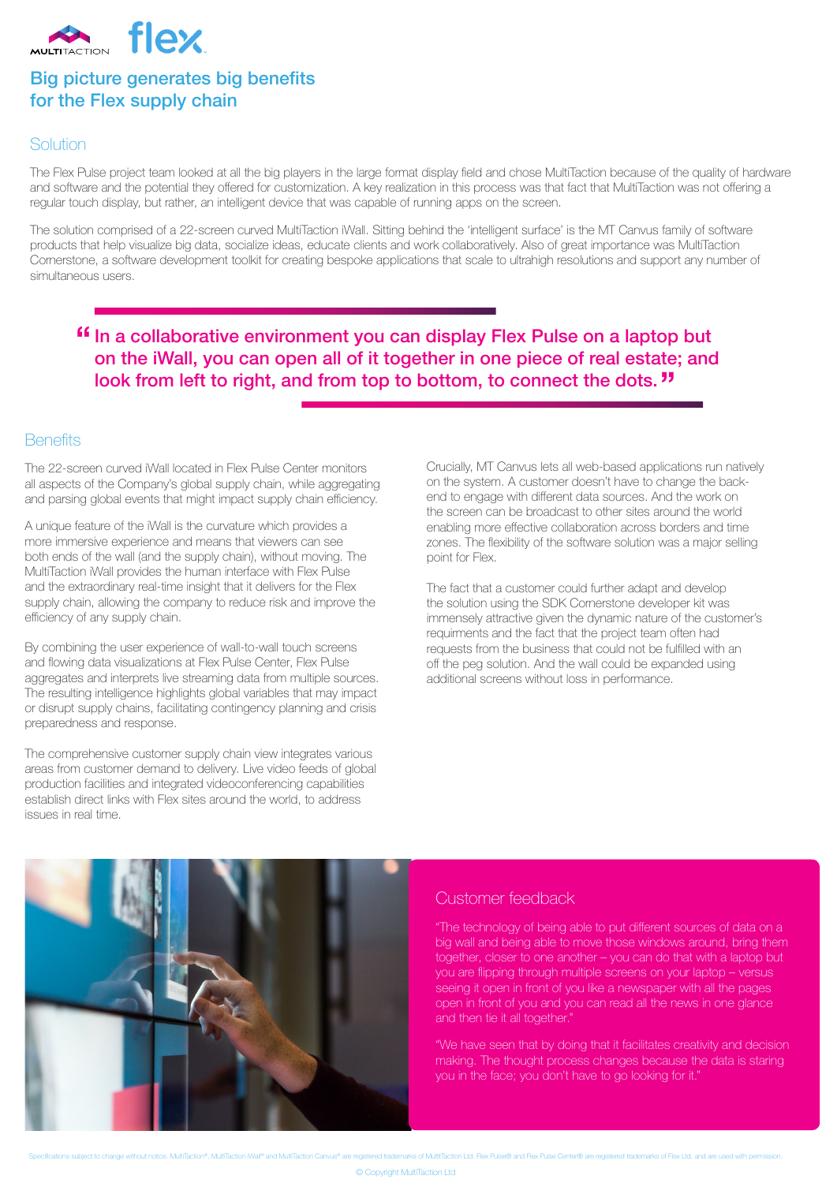MULTITACTION flex

# Big picture generates big benefits for the Flex supply chain

## Solution

The Flex Pulse project team looked at all the big players in the large format display field and chose MultiTaction because of the quality of hardware and software and the potential they offered for customization. A key realization in this process was that fact that MultiTaction was not offering a regular touch display, but rather, an intelligent device that was capable of running apps on the screen.

The solution comprised of a 22-screen curved MultiTaction iWall. Sitting behind the 'intelligent surface' is the MT Canvus family of software products that help visualize big data, socialize ideas, educate clients and work collaboratively. Also of great importance was MultiTaction Cornerstone, a software development toolkit for creating bespoke applications that scale to ultrahigh resolutions and support any number of simultaneous users.

> **"In a collaborative environment you can display Flex Pulse on a laptop but on the iWall, you can open all of it together in one piece of real estate; and look from left to right, and from top to bottom, to connect the dots."**

## Benefits

The 22-screen curved iWall located in Flex Pulse Center monitors all aspects of the Company's global supply chain, while aggregating and parsing global events that might impact supply chain efficiency.

A unique feature of the iWall is the curvature which provides a more immersive experience and means that viewers can see both ends of the wall (and the supply chain), without moving. The MultiTaction iWall provides the human interface with Flex Pulse and the extraordinary real-time insight that it delivers for the Flex supply chain, allowing the company to reduce risk and improve the efficiency of any supply chain.

By combining the user experience of wall-to-wall touch screens and flowing data visualizations at Flex Pulse Center, Flex Pulse aggregates and interprets live streaming data from multiple sources. The resulting intelligence highlights global variables that may impact or disrupt supply chains, facilitating contingency planning and crisis preparedness and response.

The comprehensive customer supply chain view integrates various areas from customer demand to delivery. Live video feeds of global production facilities and integrated videoconferencing capabilities establish direct links with Flex sites around the world, to address issues in real time.

Crucially, MT Canvus lets all web-based applications run natively on the system. A customer doesn't have to change the back-end to engage with different data sources. And the work on the screen can be broadcast to other sites around the world enabling more effective collaboration across borders and time zones. The flexibility of the software solution was a major selling point for Flex.

The fact that a customer could further adapt and develop the solution using the SDK Cornerstone developer kit was immensely attractive given the dynamic nature of the customer's requirments and the fact that the project team often had requests from the business that could not be fulfilled with an off the peg solution. And the wall could be expanded using additional screens without loss in performance.

## Customer feedback

"The technology of being able to put different sources of data on a big wall and being able to move those windows around, bring them together, closer to one another – you can do that with a laptop but you are flipping through multiple screens on your laptop – versus seeing it open in front of you like a newspaper with all the pages open in front of you and you can read all the news in one glance and then tie it all together."

"We have seen that by doing that it facilitates creativity and decision making. The thought process changes because the data is staring you in the face; you don't have to go looking for it."

Specifications subject to change without notice. MultiTaction®, MultiTaction iWall® and MultiTaction Canvus® are registered trademarks of MultiTaction Ltd. Flex Pulse® and Flex Pulse Center® are registered trademarks of Flex Ltd. and are used with permission.

© Copyright MultiTaction Ltd